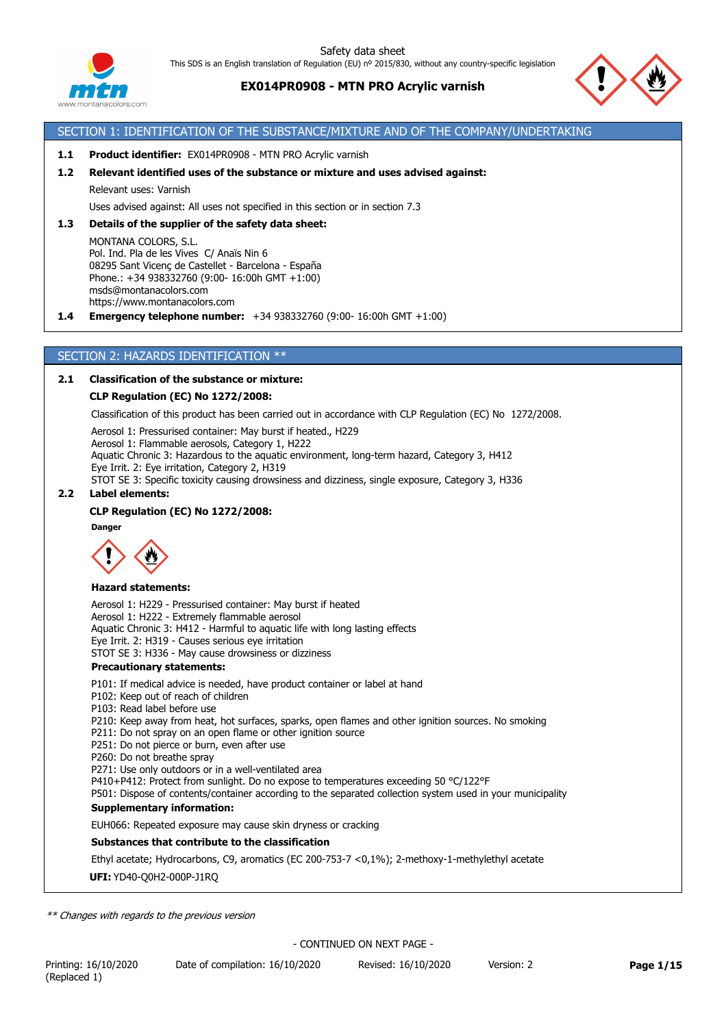Safety data sheet

This SDS is an English translation of Regulation (EU) nº 2015/830, without any country-specific legislation

**EX014PR0908 - MTN PRO Acrylic varnish**

## SECTION 1: IDENTIFICATION OF THE SUBSTANCE/MIXTURE AND OF THE COMPANY/UNDERTAKING

**1.1 Product identifier:** EX014PR0908 - MTN PRO Acrylic varnish

**1.2 Relevant identified uses of the substance or mixture and uses advised against:**

Relevant uses: Varnish

Uses advised against: All uses not specified in this section or in section 7.3

**1.3 Details of the supplier of the safety data sheet:**

MONTANA COLORS, S.L.
Pol. Ind. Pla de les Vives C/ Anaïs Nin 6
08295 Sant Vicenç de Castellet - Barcelona - España
Phone.: +34 938332760 (9:00- 16:00h GMT +1:00)
msds@montanacolors.com
https://www.montanacolors.com

**1.4 Emergency telephone number:** +34 938332760 (9:00- 16:00h GMT +1:00)

## SECTION 2: HAZARDS IDENTIFICATION **

**2.1 Classification of the substance or mixture:**

**CLP Regulation (EC) No 1272/2008:**

Classification of this product has been carried out in accordance with CLP Regulation (EC) No 1272/2008.

Aerosol 1: Pressurised container: May burst if heated., H229
Aerosol 1: Flammable aerosols, Category 1, H222
Aquatic Chronic 3: Hazardous to the aquatic environment, long-term hazard, Category 3, H412
Eye Irrit. 2: Eye irritation, Category 2, H319
STOT SE 3: Specific toxicity causing drowsiness and dizziness, single exposure, Category 3, H336

**2.2 Label elements:**

**CLP Regulation (EC) No 1272/2008:**

**Danger**

**Hazard statements:**

Aerosol 1: H229 - Pressurised container: May burst if heated
Aerosol 1: H222 - Extremely flammable aerosol
Aquatic Chronic 3: H412 - Harmful to aquatic life with long lasting effects
Eye Irrit. 2: H319 - Causes serious eye irritation
STOT SE 3: H336 - May cause drowsiness or dizziness

**Precautionary statements:**

P101: If medical advice is needed, have product container or label at hand
P102: Keep out of reach of children
P103: Read label before use
P210: Keep away from heat, hot surfaces, sparks, open flames and other ignition sources. No smoking
P211: Do not spray on an open flame or other ignition source
P251: Do not pierce or burn, even after use
P260: Do not breathe spray
P271: Use only outdoors or in a well-ventilated area
P410+P412: Protect from sunlight. Do no expose to temperatures exceeding 50 °C/122°F
P501: Dispose of contents/container according to the separated collection system used in your municipality

**Supplementary information:**

EUH066: Repeated exposure may cause skin dryness or cracking

**Substances that contribute to the classification**

Ethyl acetate; Hydrocarbons, C9, aromatics (EC 200-753-7 <0,1%); 2-methoxy-1-methylethyl acetate

**UFI:** YD40-Q0H2-000P-J1RQ

*** Changes with regards to the previous version*

- CONTINUED ON NEXT PAGE -

Printing: 16/10/2020 (Replaced 1) Date of compilation: 16/10/2020 Revised: 16/10/2020 Version: 2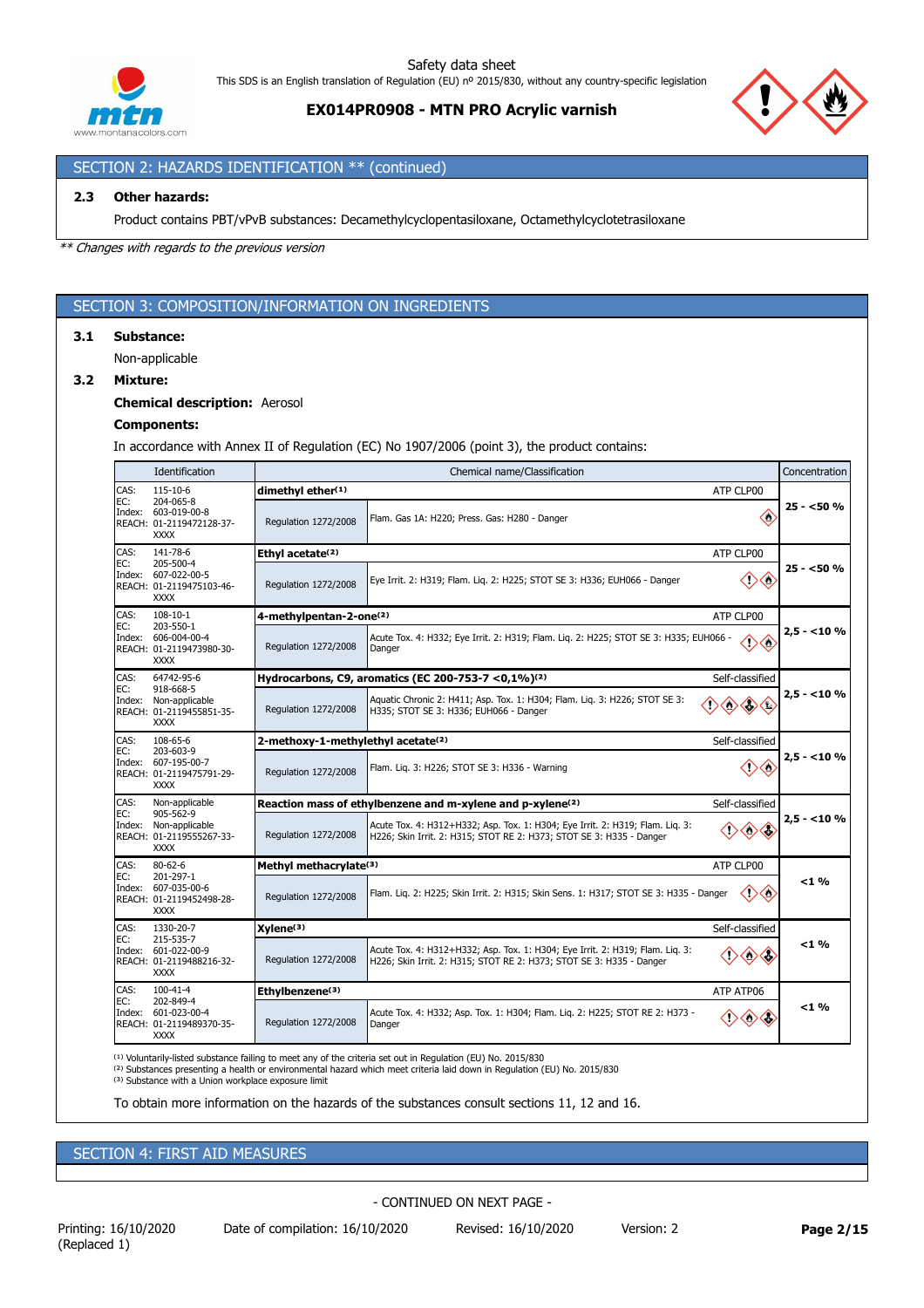## SECTION 2: HAZARDS IDENTIFICATION ** (continued)

### 2.3 Other hazards:

Product contains PBT/vPvB substances: Decamethylcyclopentasiloxane, Octamethylcyclotetrasiloxane

*** Changes with regards to the previous version*

## SECTION 3: COMPOSITION/INFORMATION ON INGREDIENTS

### 3.1 Substance:

Non-applicable

### 3.2 Mixture:

**Chemical description:** Aerosol

**Components:**

In accordance with Annex II of Regulation (EC) No 1907/2006 (point 3), the product contains:

| Identification | Chemical name/Classification | | | Concentration |
|---|---|---|---|---|
| CAS: 115-10-6<br>EC: 204-065-8<br>Index: 603-019-00-8<br>REACH: 01-2119472128-37-XXXX | **dimethyl ether(1)** | | ATP CLP00 | 25 - <50 % |
| | Regulation 1272/2008 | Flam. Gas 1A: H220; Press. Gas: H280 - Danger | | |
| CAS: 141-78-6<br>EC: 205-500-4<br>Index: 607-022-00-5<br>REACH: 01-2119475103-46-XXXX | **Ethyl acetate(2)** | | ATP CLP00 | 25 - <50 % |
| | Regulation 1272/2008 | Eye Irrit. 2: H319; Flam. Liq. 2: H225; STOT SE 3: H336; EUH066 - Danger | | |
| CAS: 108-10-1<br>EC: 203-550-1<br>Index: 606-004-00-4<br>REACH: 01-2119473980-30-XXXX | **4-methylpentan-2-one(2)** | | ATP CLP00 | 2,5 - <10 % |
| | Regulation 1272/2008 | Acute Tox. 4: H332; Eye Irrit. 2: H319; Flam. Liq. 2: H225; STOT SE 3: H335; EUH066 - Danger | | |
| CAS: 64742-95-6<br>EC: 918-668-5<br>Index: Non-applicable<br>REACH: 01-2119455851-35-XXXX | **Hydrocarbons, C9, aromatics (EC 200-753-7 <0,1%)(2)** | | Self-classified | 2,5 - <10 % |
| | Regulation 1272/2008 | Aquatic Chronic 2: H411; Asp. Tox. 1: H304; Flam. Liq. 3: H226; STOT SE 3: H335; STOT SE 3: H336; EUH066 - Danger | | |
| CAS: 108-65-6<br>EC: 203-603-9<br>Index: 607-195-00-7<br>REACH: 01-2119475791-29-XXXX | **2-methoxy-1-methylethyl acetate(2)** | | Self-classified | 2,5 - <10 % |
| | Regulation 1272/2008 | Flam. Liq. 3: H226; STOT SE 3: H336 - Warning | | |
| CAS: Non-applicable<br>EC: 905-562-9<br>Index: Non-applicable<br>REACH: 01-2119555267-33-XXXX | **Reaction mass of ethylbenzene and m-xylene and p-xylene(2)** | | Self-classified | 2,5 - <10 % |
| | Regulation 1272/2008 | Acute Tox. 4: H312+H332; Asp. Tox. 1: H304; Eye Irrit. 2: H319; Flam. Liq. 3: H226; Skin Irrit. 2: H315; STOT RE 2: H373; STOT SE 3: H335 - Danger | | |
| CAS: 80-62-6<br>EC: 201-297-1<br>Index: 607-035-00-6<br>REACH: 01-2119452498-28-XXXX | **Methyl methacrylate(3)** | | ATP CLP00 | <1 % |
| | Regulation 1272/2008 | Flam. Liq. 2: H225; Skin Irrit. 2: H315; Skin Sens. 1: H317; STOT SE 3: H335 - Danger | | |
| CAS: 1330-20-7<br>EC: 215-535-7<br>Index: 601-022-00-9<br>REACH: 01-2119488216-32-XXXX | **Xylene(3)** | | Self-classified | <1 % |
| | Regulation 1272/2008 | Acute Tox. 4: H312+H332; Asp. Tox. 1: H304; Eye Irrit. 2: H319; Flam. Liq. 3: H226; Skin Irrit. 2: H315; STOT RE 2: H373; STOT SE 3: H335 - Danger | | |
| CAS: 100-41-4<br>EC: 202-849-4<br>Index: 601-023-00-4<br>REACH: 01-2119489370-35-XXXX | **Ethylbenzene(3)** | | ATP ATP06 | <1 % |
| | Regulation 1272/2008 | Acute Tox. 4: H332; Asp. Tox. 1: H304; Flam. Liq. 2: H225; STOT RE 2: H373 - Danger | | |

(1) Voluntarily-listed substance failing to meet any of the criteria set out in Regulation (EU) No. 2015/830
(2) Substances presenting a health or environmental hazard which meet criteria laid down in Regulation (EU) No. 2015/830
(3) Substance with a Union workplace exposure limit

To obtain more information on the hazards of the substances consult sections 11, 12 and 16.

## SECTION 4: FIRST AID MEASURES

- CONTINUED ON NEXT PAGE -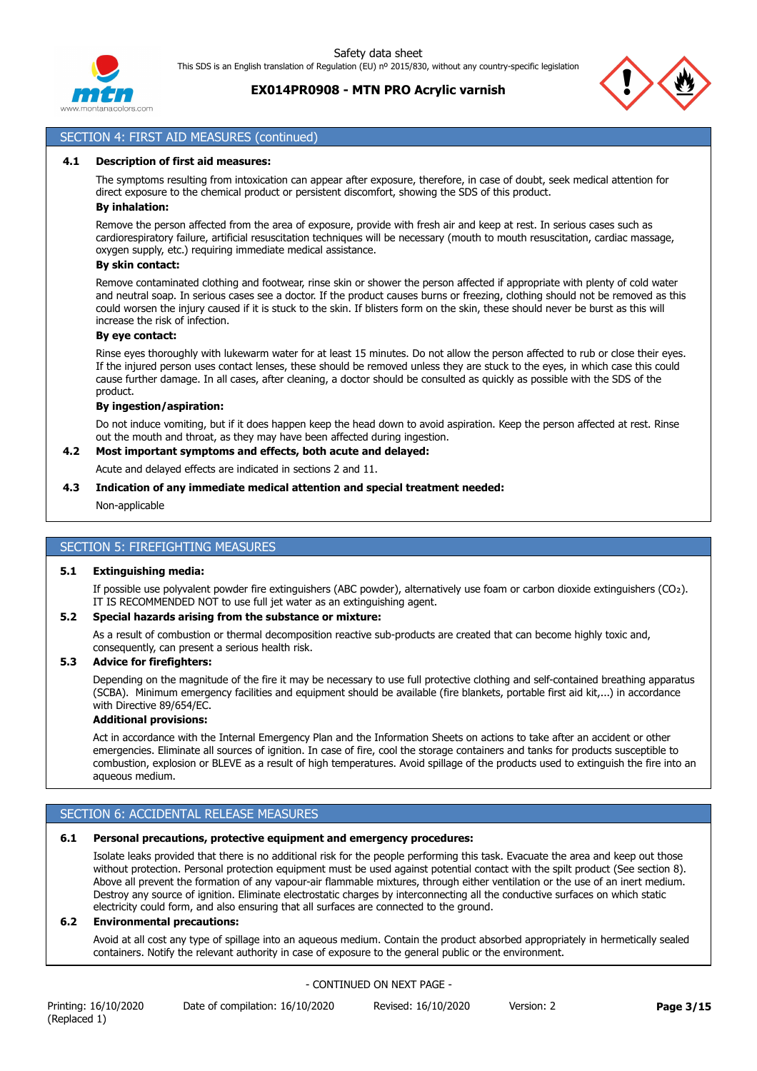## SECTION 4: FIRST AID MEASURES (continued)

### 4.1 Description of first aid measures:

The symptoms resulting from intoxication can appear after exposure, therefore, in case of doubt, seek medical attention for direct exposure to the chemical product or persistent discomfort, showing the SDS of this product.

**By inhalation:**

Remove the person affected from the area of exposure, provide with fresh air and keep at rest. In serious cases such as cardiorespiratory failure, artificial resuscitation techniques will be necessary (mouth to mouth resuscitation, cardiac massage, oxygen supply, etc.) requiring immediate medical assistance.

**By skin contact:**

Remove contaminated clothing and footwear, rinse skin or shower the person affected if appropriate with plenty of cold water and neutral soap. In serious cases see a doctor. If the product causes burns or freezing, clothing should not be removed as this could worsen the injury caused if it is stuck to the skin. If blisters form on the skin, these should never be burst as this will increase the risk of infection.

**By eye contact:**

Rinse eyes thoroughly with lukewarm water for at least 15 minutes. Do not allow the person affected to rub or close their eyes. If the injured person uses contact lenses, these should be removed unless they are stuck to the eyes, in which case this could cause further damage. In all cases, after cleaning, a doctor should be consulted as quickly as possible with the SDS of the product.

**By ingestion/aspiration:**

Do not induce vomiting, but if it does happen keep the head down to avoid aspiration. Keep the person affected at rest. Rinse out the mouth and throat, as they may have been affected during ingestion.

### 4.2 Most important symptoms and effects, both acute and delayed:

Acute and delayed effects are indicated in sections 2 and 11.

### 4.3 Indication of any immediate medical attention and special treatment needed:

Non-applicable

## SECTION 5: FIREFIGHTING MEASURES

### 5.1 Extinguishing media:

If possible use polyvalent powder fire extinguishers (ABC powder), alternatively use foam or carbon dioxide extinguishers ($CO_2$). IT IS RECOMMENDED NOT to use full jet water as an extinguishing agent.

### 5.2 Special hazards arising from the substance or mixture:

As a result of combustion or thermal decomposition reactive sub-products are created that can become highly toxic and, consequently, can present a serious health risk.

### 5.3 Advice for firefighters:

Depending on the magnitude of the fire it may be necessary to use full protective clothing and self-contained breathing apparatus (SCBA). Minimum emergency facilities and equipment should be available (fire blankets, portable first aid kit,...) in accordance with Directive 89/654/EC.

**Additional provisions:**

Act in accordance with the Internal Emergency Plan and the Information Sheets on actions to take after an accident or other emergencies. Eliminate all sources of ignition. In case of fire, cool the storage containers and tanks for products susceptible to combustion, explosion or BLEVE as a result of high temperatures. Avoid spillage of the products used to extinguish the fire into an aqueous medium.

## SECTION 6: ACCIDENTAL RELEASE MEASURES

### 6.1 Personal precautions, protective equipment and emergency procedures:

Isolate leaks provided that there is no additional risk for the people performing this task. Evacuate the area and keep out those without protection. Personal protection equipment must be used against potential contact with the spilt product (See section 8). Above all prevent the formation of any vapour-air flammable mixtures, through either ventilation or the use of an inert medium. Destroy any source of ignition. Eliminate electrostatic charges by interconnecting all the conductive surfaces on which static electricity could form, and also ensuring that all surfaces are connected to the ground.

### 6.2 Environmental precautions:

Avoid at all cost any type of spillage into an aqueous medium. Contain the product absorbed appropriately in hermetically sealed containers. Notify the relevant authority in case of exposure to the general public or the environment.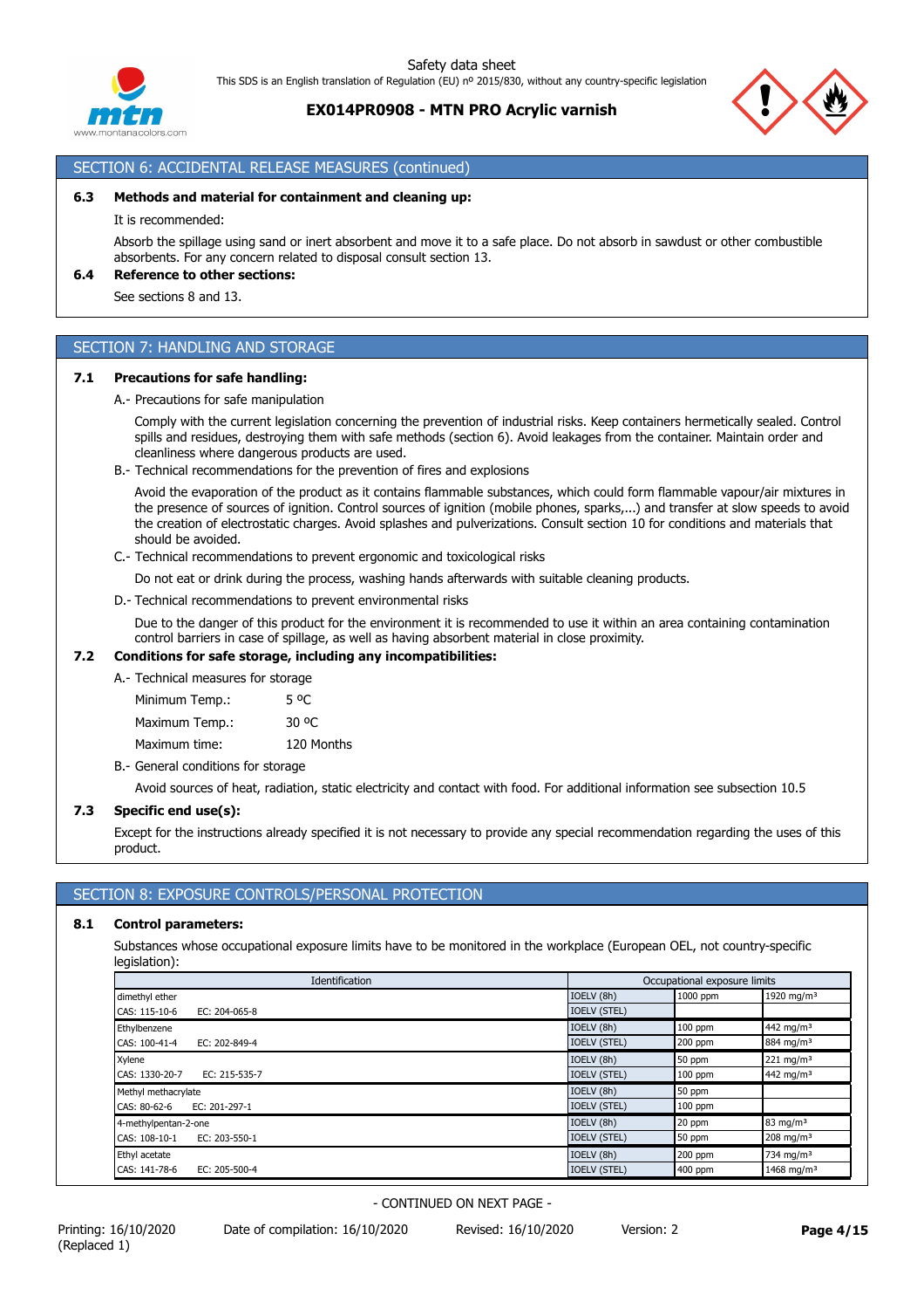## SECTION 6: ACCIDENTAL RELEASE MEASURES (continued)

### 6.3 Methods and material for containment and cleaning up:

It is recommended:

Absorb the spillage using sand or inert absorbent and move it to a safe place. Do not absorb in sawdust or other combustible absorbents. For any concern related to disposal consult section 13.

### 6.4 Reference to other sections:

See sections 8 and 13.

## SECTION 7: HANDLING AND STORAGE

### 7.1 Precautions for safe handling:

A.- Precautions for safe manipulation

Comply with the current legislation concerning the prevention of industrial risks. Keep containers hermetically sealed. Control spills and residues, destroying them with safe methods (section 6). Avoid leakages from the container. Maintain order and cleanliness where dangerous products are used.

B.- Technical recommendations for the prevention of fires and explosions

Avoid the evaporation of the product as it contains flammable substances, which could form flammable vapour/air mixtures in the presence of sources of ignition. Control sources of ignition (mobile phones, sparks,...) and transfer at slow speeds to avoid the creation of electrostatic charges. Avoid splashes and pulverizations. Consult section 10 for conditions and materials that should be avoided.

C.- Technical recommendations to prevent ergonomic and toxicological risks

Do not eat or drink during the process, washing hands afterwards with suitable cleaning products.

D.- Technical recommendations to prevent environmental risks

Due to the danger of this product for the environment it is recommended to use it within an area containing contamination control barriers in case of spillage, as well as having absorbent material in close proximity.

### 7.2 Conditions for safe storage, including any incompatibilities:

A.- Technical measures for storage

| | |
|---|---|
| Minimum Temp.: | 5 ºC |
| Maximum Temp.: | 30 ºC |
| Maximum time: | 120 Months |

B.- General conditions for storage

Avoid sources of heat, radiation, static electricity and contact with food. For additional information see subsection 10.5

### 7.3 Specific end use(s):

Except for the instructions already specified it is not necessary to provide any special recommendation regarding the uses of this product.

## SECTION 8: EXPOSURE CONTROLS/PERSONAL PROTECTION

### 8.1 Control parameters:

Substances whose occupational exposure limits have to be monitored in the workplace (European OEL, not country-specific legislation):

| Identification | Occupational exposure limits | | |
|---|---|---|---|
| dimethyl ether | IOELV (8h) | 1000 ppm | 1920 mg/m³ |
| CAS: 115-10-6 EC: 204-065-8 | IOELV (STEL) | | |
| Ethylbenzene | IOELV (8h) | 100 ppm | 442 mg/m³ |
| CAS: 100-41-4 EC: 202-849-4 | IOELV (STEL) | 200 ppm | 884 mg/m³ |
| Xylene | IOELV (8h) | 50 ppm | 221 mg/m³ |
| CAS: 1330-20-7 EC: 215-535-7 | IOELV (STEL) | 100 ppm | 442 mg/m³ |
| Methyl methacrylate | IOELV (8h) | 50 ppm | |
| CAS: 80-62-6 EC: 201-297-1 | IOELV (STEL) | 100 ppm | |
| 4-methylpentan-2-one | IOELV (8h) | 20 ppm | 83 mg/m³ |
| CAS: 108-10-1 EC: 203-550-1 | IOELV (STEL) | 50 ppm | 208 mg/m³ |
| Ethyl acetate | IOELV (8h) | 200 ppm | 734 mg/m³ |
| CAS: 141-78-6 EC: 205-500-4 | IOELV (STEL) | 400 ppm | 1468 mg/m³ |

- CONTINUED ON NEXT PAGE -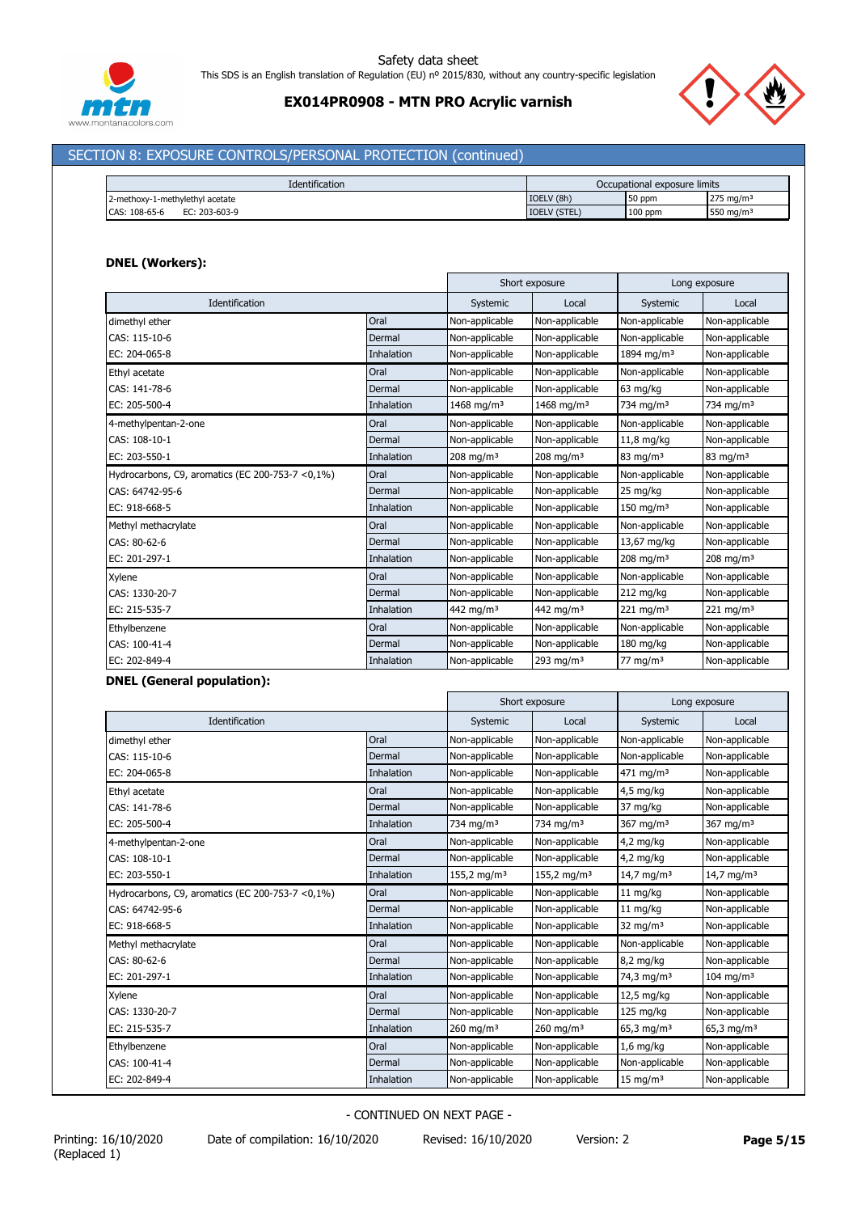## SECTION 8: EXPOSURE CONTROLS/PERSONAL PROTECTION (continued)

| Identification | Occupational exposure limits | | |
|---|---|---|---|
| 2-methoxy-1-methylethyl acetate | IOELV (8h) | 50 ppm | 275 mg/m³ |
| CAS: 108-65-6 EC: 203-603-9 | IOELV (STEL) | 100 ppm | 550 mg/m³ |

**DNEL (Workers):**

| | | Short exposure | | Long exposure | |
|---|---|---|---|---|---|
| Identification | | Systemic | Local | Systemic | Local |
| dimethyl ether | Oral | Non-applicable | Non-applicable | Non-applicable | Non-applicable |
| CAS: 115-10-6 | Dermal | Non-applicable | Non-applicable | Non-applicable | Non-applicable |
| EC: 204-065-8 | Inhalation | Non-applicable | Non-applicable | 1894 mg/m³ | Non-applicable |
| Ethyl acetate | Oral | Non-applicable | Non-applicable | Non-applicable | Non-applicable |
| CAS: 141-78-6 | Dermal | Non-applicable | Non-applicable | 63 mg/kg | Non-applicable |
| EC: 205-500-4 | Inhalation | 1468 mg/m³ | 1468 mg/m³ | 734 mg/m³ | 734 mg/m³ |
| 4-methylpentan-2-one | Oral | Non-applicable | Non-applicable | Non-applicable | Non-applicable |
| CAS: 108-10-1 | Dermal | Non-applicable | Non-applicable | 11,8 mg/kg | Non-applicable |
| EC: 203-550-1 | Inhalation | 208 mg/m³ | 208 mg/m³ | 83 mg/m³ | 83 mg/m³ |
| Hydrocarbons, C9, aromatics (EC 200-753-7 <0,1%) | Oral | Non-applicable | Non-applicable | Non-applicable | Non-applicable |
| CAS: 64742-95-6 | Dermal | Non-applicable | Non-applicable | 25 mg/kg | Non-applicable |
| EC: 918-668-5 | Inhalation | Non-applicable | Non-applicable | 150 mg/m³ | Non-applicable |
| Methyl methacrylate | Oral | Non-applicable | Non-applicable | Non-applicable | Non-applicable |
| CAS: 80-62-6 | Dermal | Non-applicable | Non-applicable | 13,67 mg/kg | Non-applicable |
| EC: 201-297-1 | Inhalation | Non-applicable | Non-applicable | 208 mg/m³ | 208 mg/m³ |
| Xylene | Oral | Non-applicable | Non-applicable | Non-applicable | Non-applicable |
| CAS: 1330-20-7 | Dermal | Non-applicable | Non-applicable | 212 mg/kg | Non-applicable |
| EC: 215-535-7 | Inhalation | 442 mg/m³ | 442 mg/m³ | 221 mg/m³ | 221 mg/m³ |
| Ethylbenzene | Oral | Non-applicable | Non-applicable | Non-applicable | Non-applicable |
| CAS: 100-41-4 | Dermal | Non-applicable | Non-applicable | 180 mg/kg | Non-applicable |
| EC: 202-849-4 | Inhalation | Non-applicable | 293 mg/m³ | 77 mg/m³ | Non-applicable |

**DNEL (General population):**

| | | Short exposure | | Long exposure | |
|---|---|---|---|---|---|
| Identification | | Systemic | Local | Systemic | Local |
| dimethyl ether | Oral | Non-applicable | Non-applicable | Non-applicable | Non-applicable |
| CAS: 115-10-6 | Dermal | Non-applicable | Non-applicable | Non-applicable | Non-applicable |
| EC: 204-065-8 | Inhalation | Non-applicable | Non-applicable | 471 mg/m³ | Non-applicable |
| Ethyl acetate | Oral | Non-applicable | Non-applicable | 4,5 mg/kg | Non-applicable |
| CAS: 141-78-6 | Dermal | Non-applicable | Non-applicable | 37 mg/kg | Non-applicable |
| EC: 205-500-4 | Inhalation | 734 mg/m³ | 734 mg/m³ | 367 mg/m³ | 367 mg/m³ |
| 4-methylpentan-2-one | Oral | Non-applicable | Non-applicable | 4,2 mg/kg | Non-applicable |
| CAS: 108-10-1 | Dermal | Non-applicable | Non-applicable | 4,2 mg/kg | Non-applicable |
| EC: 203-550-1 | Inhalation | 155,2 mg/m³ | 155,2 mg/m³ | 14,7 mg/m³ | 14,7 mg/m³ |
| Hydrocarbons, C9, aromatics (EC 200-753-7 <0,1%) | Oral | Non-applicable | Non-applicable | 11 mg/kg | Non-applicable |
| CAS: 64742-95-6 | Dermal | Non-applicable | Non-applicable | 11 mg/kg | Non-applicable |
| EC: 918-668-5 | Inhalation | Non-applicable | Non-applicable | 32 mg/m³ | Non-applicable |
| Methyl methacrylate | Oral | Non-applicable | Non-applicable | Non-applicable | Non-applicable |
| CAS: 80-62-6 | Dermal | Non-applicable | Non-applicable | 8,2 mg/kg | Non-applicable |
| EC: 201-297-1 | Inhalation | Non-applicable | Non-applicable | 74,3 mg/m³ | 104 mg/m³ |
| Xylene | Oral | Non-applicable | Non-applicable | 12,5 mg/kg | Non-applicable |
| CAS: 1330-20-7 | Dermal | Non-applicable | Non-applicable | 125 mg/kg | Non-applicable |
| EC: 215-535-7 | Inhalation | 260 mg/m³ | 260 mg/m³ | 65,3 mg/m³ | 65,3 mg/m³ |
| Ethylbenzene | Oral | Non-applicable | Non-applicable | 1,6 mg/kg | Non-applicable |
| CAS: 100-41-4 | Dermal | Non-applicable | Non-applicable | Non-applicable | Non-applicable |
| EC: 202-849-4 | Inhalation | Non-applicable | Non-applicable | 15 mg/m³ | Non-applicable |

- CONTINUED ON NEXT PAGE -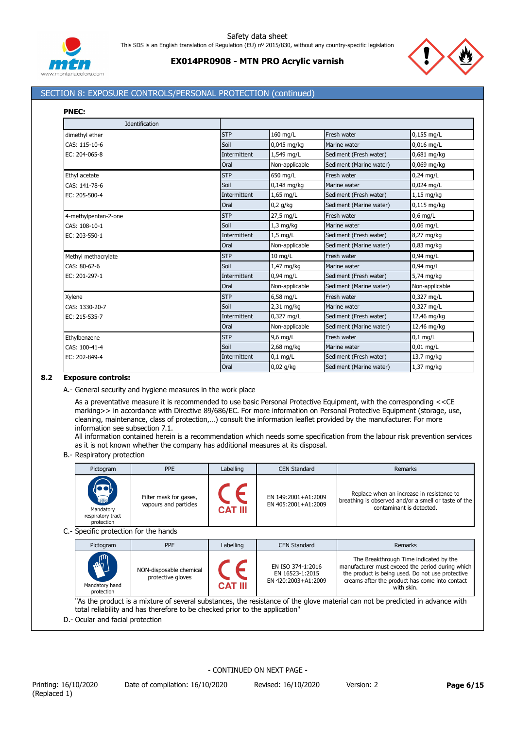## SECTION 8: EXPOSURE CONTROLS/PERSONAL PROTECTION (continued)

**PNEC:**

| Identification | | | | |
|---|---|---|---|---|
| dimethyl ether | STP | 160 mg/L | Fresh water | 0,155 mg/L |
| CAS: 115-10-6 | Soil | 0,045 mg/kg | Marine water | 0,016 mg/L |
| EC: 204-065-8 | Intermittent | 1,549 mg/L | Sediment (Fresh water) | 0,681 mg/kg |
| | Oral | Non-applicable | Sediment (Marine water) | 0,069 mg/kg |
| Ethyl acetate | STP | 650 mg/L | Fresh water | 0,24 mg/L |
| CAS: 141-78-6 | Soil | 0,148 mg/kg | Marine water | 0,024 mg/L |
| EC: 205-500-4 | Intermittent | 1,65 mg/L | Sediment (Fresh water) | 1,15 mg/kg |
| | Oral | 0,2 g/kg | Sediment (Marine water) | 0,115 mg/kg |
| 4-methylpentan-2-one | STP | 27,5 mg/L | Fresh water | 0,6 mg/L |
| CAS: 108-10-1 | Soil | 1,3 mg/kg | Marine water | 0,06 mg/L |
| EC: 203-550-1 | Intermittent | 1,5 mg/L | Sediment (Fresh water) | 8,27 mg/kg |
| | Oral | Non-applicable | Sediment (Marine water) | 0,83 mg/kg |
| Methyl methacrylate | STP | 10 mg/L | Fresh water | 0,94 mg/L |
| CAS: 80-62-6 | Soil | 1,47 mg/kg | Marine water | 0,94 mg/L |
| EC: 201-297-1 | Intermittent | 0,94 mg/L | Sediment (Fresh water) | 5,74 mg/kg |
| | Oral | Non-applicable | Sediment (Marine water) | Non-applicable |
| Xylene | STP | 6,58 mg/L | Fresh water | 0,327 mg/L |
| CAS: 1330-20-7 | Soil | 2,31 mg/kg | Marine water | 0,327 mg/L |
| EC: 215-535-7 | Intermittent | 0,327 mg/L | Sediment (Fresh water) | 12,46 mg/kg |
| | Oral | Non-applicable | Sediment (Marine water) | 12,46 mg/kg |
| Ethylbenzene | STP | 9,6 mg/L | Fresh water | 0,1 mg/L |
| CAS: 100-41-4 | Soil | 2,68 mg/kg | Marine water | 0,01 mg/L |
| EC: 202-849-4 | Intermittent | 0,1 mg/L | Sediment (Fresh water) | 13,7 mg/kg |
| | Oral | 0,02 g/kg | Sediment (Marine water) | 1,37 mg/kg |

### 8.2 Exposure controls:

A.- General security and hygiene measures in the work place

As a preventative measure it is recommended to use basic Personal Protective Equipment, with the corresponding <<CE marking>> in accordance with Directive 89/686/EC. For more information on Personal Protective Equipment (storage, use, cleaning, maintenance, class of protection,…) consult the information leaflet provided by the manufacturer. For more information see subsection 7.1.
All information contained herein is a recommendation which needs some specification from the labour risk prevention services as it is not known whether the company has additional measures at its disposal.

B.- Respiratory protection

| Pictogram | PPE | Labelling | CEN Standard | Remarks |
|---|---|---|---|---|
| Mandatory respiratory tract protection | Filter mask for gases, vapours and particles | CE CAT III | EN 149:2001+A1:2009<br>EN 405:2001+A1:2009 | Replace when an increase in resistence to breathing is observed and/or a smell or taste of the contaminant is detected. |

C.- Specific protection for the hands

| Pictogram | PPE | Labelling | CEN Standard | Remarks |
|---|---|---|---|---|
| Mandatory hand protection | NON-disposable chemical protective gloves | CE CAT III | EN ISO 374-1:2016<br>EN 16523-1:2015<br>EN 420:2003+A1:2009 | The Breakthrough Time indicated by the manufacturer must exceed the period during which the product is being used. Do not use protective creams after the product has come into contact with skin. |

"As the product is a mixture of several substances, the resistance of the glove material can not be predicted in advance with total reliability and has therefore to be checked prior to the application"

D.- Ocular and facial protection

- CONTINUED ON NEXT PAGE -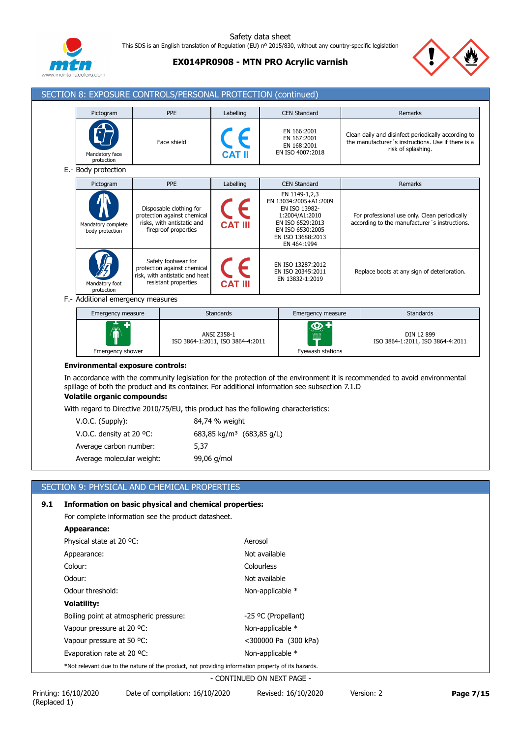## SECTION 8: EXPOSURE CONTROLS/PERSONAL PROTECTION (continued)

| Pictogram | PPE | Labelling | CEN Standard | Remarks |
|---|---|---|---|---|
| Mandatory face protection | Face shield | CAT II | EN 166:2001<br>EN 167:2001<br>EN 168:2001<br>EN ISO 4007:2018 | Clean daily and disinfect periodically according to the manufacturer´s instructions. Use if there is a risk of splashing. |

E.- Body protection

| Pictogram | PPE | Labelling | CEN Standard | Remarks |
|---|---|---|---|---|
| Mandatory complete body protection | Disposable clothing for protection against chemical risks, with antistatic and fireproof properties | CAT III | EN 1149-1,2,3<br>EN 13034:2005+A1:2009<br>EN ISO 13982-1:2004/A1:2010<br>EN ISO 6529:2013<br>EN ISO 6530:2005<br>EN ISO 13688:2013<br>EN 464:1994 | For professional use only. Clean periodically according to the manufacturer´s instructions. |
| Mandatory foot protection | Safety footwear for protection against chemical risk, with antistatic and heat resistant properties | CAT III | EN ISO 13287:2012<br>EN ISO 20345:2011<br>EN 13832-1:2019 | Replace boots at any sign of deterioration. |

F.- Additional emergency measures

| Emergency measure | Standards | Emergency measure | Standards |
|---|---|---|---|
| Emergency shower | ANSI Z358-1<br>ISO 3864-1:2011, ISO 3864-4:2011 | Eyewash stations | DIN 12 899<br>ISO 3864-1:2011, ISO 3864-4:2011 |

**Environmental exposure controls:**

In accordance with the community legislation for the protection of the environment it is recommended to avoid environmental spillage of both the product and its container. For additional information see subsection 7.1.D

**Volatile organic compounds:**

With regard to Directive 2010/75/EU, this product has the following characteristics:

| | |
|---|---|
| V.O.C. (Supply): | 84,74 % weight |
| V.O.C. density at 20 ºC: | 683,85 kg/m³ (683,85 g/L) |
| Average carbon number: | 5,37 |
| Average molecular weight: | 99,06 g/mol |

## SECTION 9: PHYSICAL AND CHEMICAL PROPERTIES

### 9.1 Information on basic physical and chemical properties:

For complete information see the product datasheet.

**Appearance:**

| | |
|---|---|
| Physical state at 20 ºC: | Aerosol |
| Appearance: | Not available |
| Colour: | Colourless |
| Odour: | Not available |
| Odour threshold: | Non-applicable * |

**Volatility:**

| | |
|---|---|
| Boiling point at atmospheric pressure: | -25 ºC (Propellant) |
| Vapour pressure at 20 ºC: | Non-applicable * |
| Vapour pressure at 50 ºC: | <300000 Pa (300 kPa) |
| Evaporation rate at 20 ºC: | Non-applicable * |

*Not relevant due to the nature of the product, not providing information property of its hazards.

- CONTINUED ON NEXT PAGE -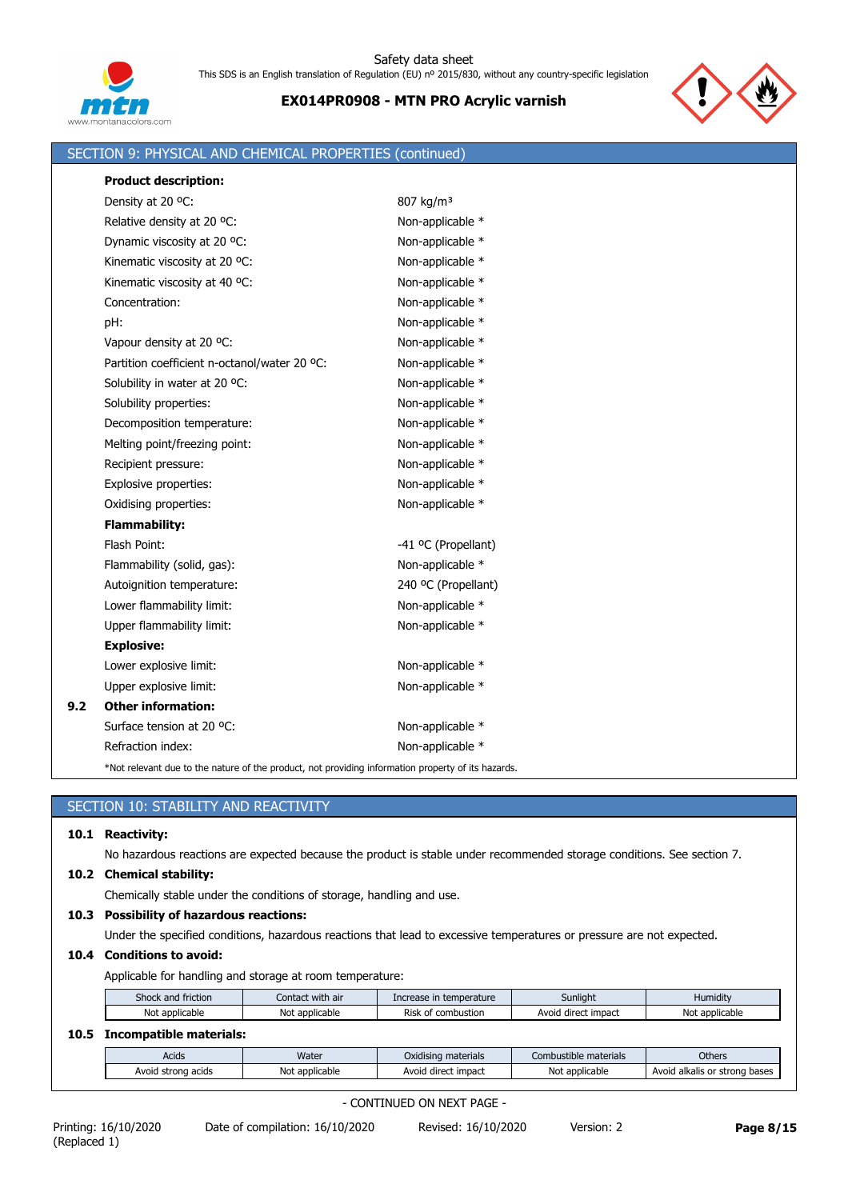## SECTION 9: PHYSICAL AND CHEMICAL PROPERTIES (continued)

**Product description:**

| | |
|---|---|
| Density at 20 ºC: | 807 kg/m³ |
| Relative density at 20 ºC: | Non-applicable * |
| Dynamic viscosity at 20 ºC: | Non-applicable * |
| Kinematic viscosity at 20 ºC: | Non-applicable * |
| Kinematic viscosity at 40 ºC: | Non-applicable * |
| Concentration: | Non-applicable * |
| pH: | Non-applicable * |
| Vapour density at 20 ºC: | Non-applicable * |
| Partition coefficient n-octanol/water 20 ºC: | Non-applicable * |
| Solubility in water at 20 ºC: | Non-applicable * |
| Solubility properties: | Non-applicable * |
| Decomposition temperature: | Non-applicable * |
| Melting point/freezing point: | Non-applicable * |
| Recipient pressure: | Non-applicable * |
| Explosive properties: | Non-applicable * |
| Oxidising properties: | Non-applicable * |

**Flammability:**

| | |
|---|---|
| Flash Point: | -41 ºC (Propellant) |
| Flammability (solid, gas): | Non-applicable * |
| Autoignition temperature: | 240 ºC (Propellant) |
| Lower flammability limit: | Non-applicable * |
| Upper flammability limit: | Non-applicable * |

**Explosive:**

| | |
|---|---|
| Lower explosive limit: | Non-applicable * |
| Upper explosive limit: | Non-applicable * |

**9.2 Other information:**

| | |
|---|---|
| Surface tension at 20 ºC: | Non-applicable * |
| Refraction index: | Non-applicable * |

*Not relevant due to the nature of the product, not providing information property of its hazards.

## SECTION 10: STABILITY AND REACTIVITY

**10.1 Reactivity:**

No hazardous reactions are expected because the product is stable under recommended storage conditions. See section 7.

**10.2 Chemical stability:**

Chemically stable under the conditions of storage, handling and use.

**10.3 Possibility of hazardous reactions:**

Under the specified conditions, hazardous reactions that lead to excessive temperatures or pressure are not expected.

**10.4 Conditions to avoid:**

Applicable for handling and storage at room temperature:

| Shock and friction | Contact with air | Increase in temperature | Sunlight | Humidity |
|---|---|---|---|---|
| Not applicable | Not applicable | Risk of combustion | Avoid direct impact | Not applicable |

**10.5 Incompatible materials:**

| Acids | Water | Oxidising materials | Combustible materials | Others |
|---|---|---|---|---|
| Avoid strong acids | Not applicable | Avoid direct impact | Not applicable | Avoid alkalis or strong bases |

- CONTINUED ON NEXT PAGE -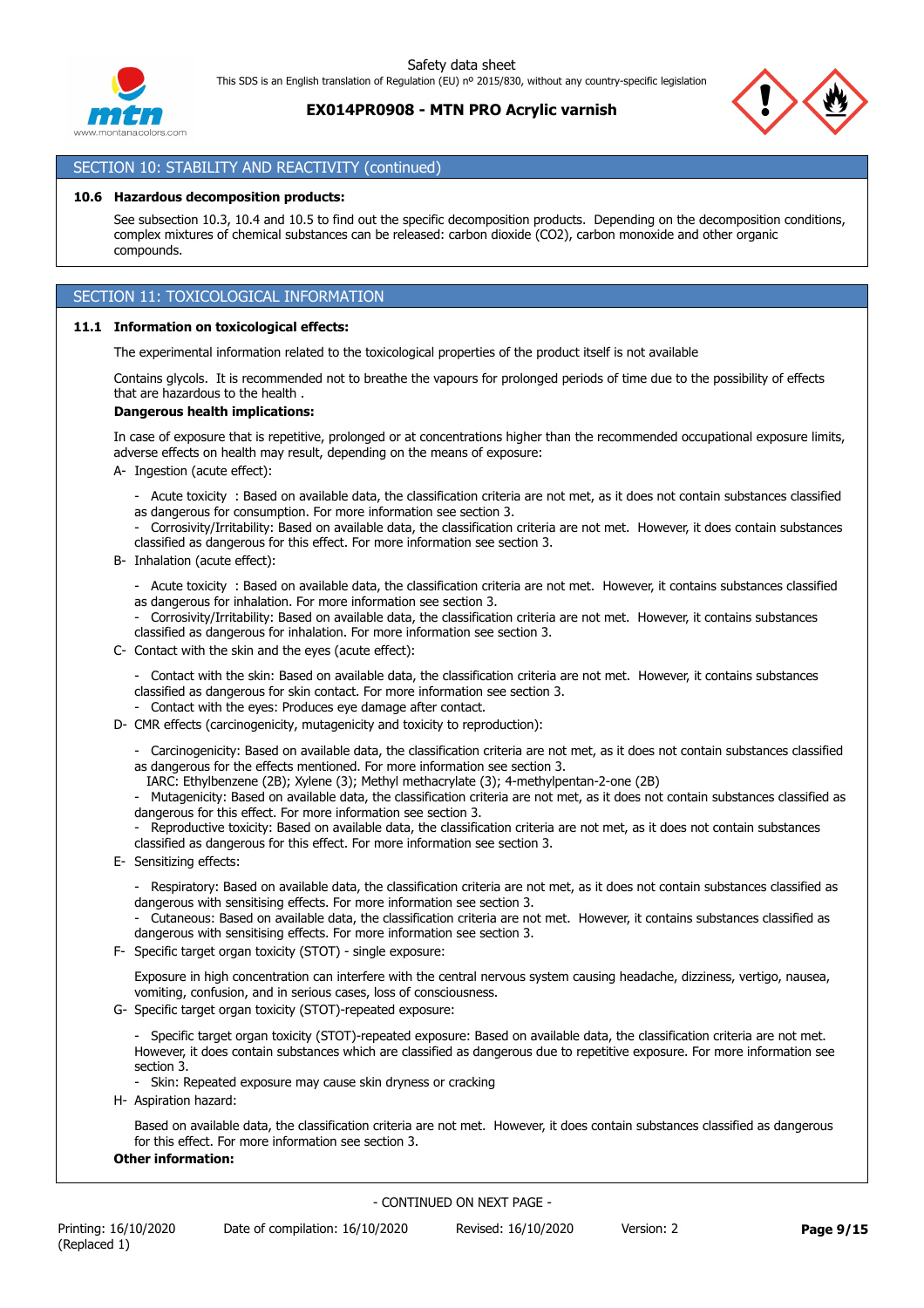## SECTION 10: STABILITY AND REACTIVITY (continued)

### 10.6 Hazardous decomposition products:

See subsection 10.3, 10.4 and 10.5 to find out the specific decomposition products. Depending on the decomposition conditions, complex mixtures of chemical substances can be released: carbon dioxide ($CO_2$), carbon monoxide and other organic compounds.

## SECTION 11: TOXICOLOGICAL INFORMATION

### 11.1 Information on toxicological effects:

The experimental information related to the toxicological properties of the product itself is not available

Contains glycols. It is recommended not to breathe the vapours for prolonged periods of time due to the possibility of effects that are hazardous to the health .

**Dangerous health implications:**

In case of exposure that is repetitive, prolonged or at concentrations higher than the recommended occupational exposure limits, adverse effects on health may result, depending on the means of exposure:

A- Ingestion (acute effect):

- Acute toxicity : Based on available data, the classification criteria are not met, as it does not contain substances classified as dangerous for consumption. For more information see section 3.
- Corrosivity/Irritability: Based on available data, the classification criteria are not met. However, it does contain substances classified as dangerous for this effect. For more information see section 3.

B- Inhalation (acute effect):

- Acute toxicity : Based on available data, the classification criteria are not met. However, it contains substances classified as dangerous for inhalation. For more information see section 3.
- Corrosivity/Irritability: Based on available data, the classification criteria are not met. However, it contains substances classified as dangerous for inhalation. For more information see section 3.

C- Contact with the skin and the eyes (acute effect):

- Contact with the skin: Based on available data, the classification criteria are not met. However, it contains substances classified as dangerous for skin contact. For more information see section 3.
- Contact with the eyes: Produces eye damage after contact.

D- CMR effects (carcinogenicity, mutagenicity and toxicity to reproduction):

- Carcinogenicity: Based on available data, the classification criteria are not met, as it does not contain substances classified as dangerous for the effects mentioned. For more information see section 3.
  IARC: Ethylbenzene (2B); Xylene (3); Methyl methacrylate (3); 4-methylpentan-2-one (2B)
- Mutagenicity: Based on available data, the classification criteria are not met, as it does not contain substances classified as dangerous for this effect. For more information see section 3.
- Reproductive toxicity: Based on available data, the classification criteria are not met, as it does not contain substances classified as dangerous for this effect. For more information see section 3.

E- Sensitizing effects:

- Respiratory: Based on available data, the classification criteria are not met, as it does not contain substances classified as dangerous with sensitising effects. For more information see section 3.
- Cutaneous: Based on available data, the classification criteria are not met. However, it contains substances classified as dangerous with sensitising effects. For more information see section 3.

F- Specific target organ toxicity (STOT) - single exposure:

Exposure in high concentration can interfere with the central nervous system causing headache, dizziness, vertigo, nausea, vomiting, confusion, and in serious cases, loss of consciousness.

G- Specific target organ toxicity (STOT)-repeated exposure:

- Specific target organ toxicity (STOT)-repeated exposure: Based on available data, the classification criteria are not met. However, it does contain substances which are classified as dangerous due to repetitive exposure. For more information see section 3.
- Skin: Repeated exposure may cause skin dryness or cracking

H- Aspiration hazard:

Based on available data, the classification criteria are not met. However, it does contain substances classified as dangerous for this effect. For more information see section 3.

**Other information:**

- CONTINUED ON NEXT PAGE -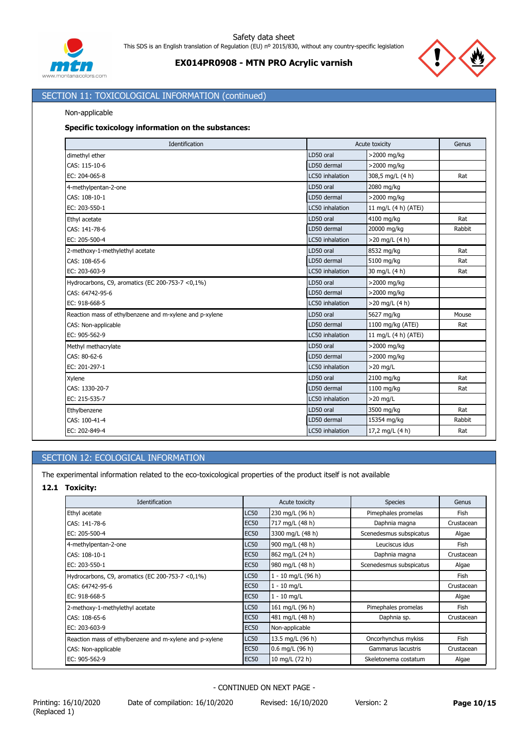## SECTION 11: TOXICOLOGICAL INFORMATION (continued)

Non-applicable

**Specific toxicology information on the substances:**

| Identification | Acute toxicity | | Genus |
|---|---|---|---|
| dimethyl ether | LD50 oral | >2000 mg/kg | |
| CAS: 115-10-6 | LD50 dermal | >2000 mg/kg | |
| EC: 204-065-8 | LC50 inhalation | 308,5 mg/L (4 h) | Rat |
| 4-methylpentan-2-one | LD50 oral | 2080 mg/kg | |
| CAS: 108-10-1 | LD50 dermal | >2000 mg/kg | |
| EC: 203-550-1 | LC50 inhalation | 11 mg/L (4 h) (ATEi) | |
| Ethyl acetate | LD50 oral | 4100 mg/kg | Rat |
| CAS: 141-78-6 | LD50 dermal | 20000 mg/kg | Rabbit |
| EC: 205-500-4 | LC50 inhalation | >20 mg/L (4 h) | |
| 2-methoxy-1-methylethyl acetate | LD50 oral | 8532 mg/kg | Rat |
| CAS: 108-65-6 | LD50 dermal | 5100 mg/kg | Rat |
| EC: 203-603-9 | LC50 inhalation | 30 mg/L (4 h) | Rat |
| Hydrocarbons, C9, aromatics (EC 200-753-7 <0,1%) | LD50 oral | >2000 mg/kg | |
| CAS: 64742-95-6 | LD50 dermal | >2000 mg/kg | |
| EC: 918-668-5 | LC50 inhalation | >20 mg/L (4 h) | |
| Reaction mass of ethylbenzene and m-xylene and p-xylene | LD50 oral | 5627 mg/kg | Mouse |
| CAS: Non-applicable | LD50 dermal | 1100 mg/kg (ATEi) | Rat |
| EC: 905-562-9 | LC50 inhalation | 11 mg/L (4 h) (ATEi) | |
| Methyl methacrylate | LD50 oral | >2000 mg/kg | |
| CAS: 80-62-6 | LD50 dermal | >2000 mg/kg | |
| EC: 201-297-1 | LC50 inhalation | >20 mg/L | |
| Xylene | LD50 oral | 2100 mg/kg | Rat |
| CAS: 1330-20-7 | LD50 dermal | 1100 mg/kg | Rat |
| EC: 215-535-7 | LC50 inhalation | >20 mg/L | |
| Ethylbenzene | LD50 oral | 3500 mg/kg | Rat |
| CAS: 100-41-4 | LD50 dermal | 15354 mg/kg | Rabbit |
| EC: 202-849-4 | LC50 inhalation | 17,2 mg/L (4 h) | Rat |

## SECTION 12: ECOLOGICAL INFORMATION

The experimental information related to the eco-toxicological properties of the product itself is not available

### 12.1 Toxicity:

| Identification | Acute toxicity | | Species | Genus |
|---|---|---|---|---|
| Ethyl acetate | LC50 | 230 mg/L (96 h) | Pimephales promelas | Fish |
| CAS: 141-78-6 | EC50 | 717 mg/L (48 h) | Daphnia magna | Crustacean |
| EC: 205-500-4 | EC50 | 3300 mg/L (48 h) | Scenedesmus subspicatus | Algae |
| 4-methylpentan-2-one | LC50 | 900 mg/L (48 h) | Leuciscus idus | Fish |
| CAS: 108-10-1 | EC50 | 862 mg/L (24 h) | Daphnia magna | Crustacean |
| EC: 203-550-1 | EC50 | 980 mg/L (48 h) | Scenedesmus subspicatus | Algae |
| Hydrocarbons, C9, aromatics (EC 200-753-7 <0,1%) | LC50 | 1 - 10 mg/L (96 h) | | Fish |
| CAS: 64742-95-6 | EC50 | 1 - 10 mg/L | | Crustacean |
| EC: 918-668-5 | EC50 | 1 - 10 mg/L | | Algae |
| 2-methoxy-1-methylethyl acetate | LC50 | 161 mg/L (96 h) | Pimephales promelas | Fish |
| CAS: 108-65-6 | EC50 | 481 mg/L (48 h) | Daphnia sp. | Crustacean |
| EC: 203-603-9 | EC50 | Non-applicable | | |
| Reaction mass of ethylbenzene and m-xylene and p-xylene | LC50 | 13.5 mg/L (96 h) | Oncorhynchus mykiss | Fish |
| CAS: Non-applicable | EC50 | 0.6 mg/L (96 h) | Gammarus lacustris | Crustacean |
| EC: 905-562-9 | EC50 | 10 mg/L (72 h) | Skeletonema costatum | Algae |

- CONTINUED ON NEXT PAGE -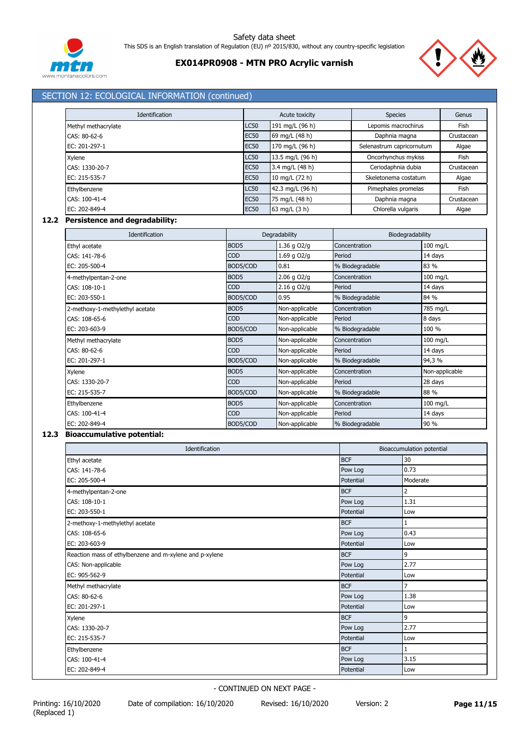## SECTION 12: ECOLOGICAL INFORMATION (continued)

| Identification | Acute toxicity | | Species | Genus |
|---|---|---|---|---|
| Methyl methacrylate<br>CAS: 80-62-6<br>EC: 201-297-1 | LC50 | 191 mg/L (96 h) | Lepomis macrochirus | Fish |
| | EC50 | 69 mg/L (48 h) | Daphnia magna | Crustacean |
| | EC50 | 170 mg/L (96 h) | Selenastrum capricornutum | Algae |
| Xylene<br>CAS: 1330-20-7<br>EC: 215-535-7 | LC50 | 13.5 mg/L (96 h) | Oncorhynchus mykiss | Fish |
| | EC50 | 3.4 mg/L (48 h) | Ceriodaphnia dubia | Crustacean |
| | EC50 | 10 mg/L (72 h) | Skeletonema costatum | Algae |
| Ethylbenzene<br>CAS: 100-41-4<br>EC: 202-849-4 | LC50 | 42.3 mg/L (96 h) | Pimephales promelas | Fish |
| | EC50 | 75 mg/L (48 h) | Daphnia magna | Crustacean |
| | EC50 | 63 mg/L (3 h) | Chlorella vulgaris | Algae |

### 12.2 Persistence and degradability:

| Identification | Degradability | | Biodegradability | |
|---|---|---|---|---|
| Ethyl acetate<br>CAS: 141-78-6<br>EC: 205-500-4 | BOD5 | 1.36 g O2/g | Concentration | 100 mg/L |
| | COD | 1.69 g O2/g | Period | 14 days |
| | BOD5/COD | 0.81 | % Biodegradable | 83 % |
| 4-methylpentan-2-one<br>CAS: 108-10-1<br>EC: 203-550-1 | BOD5 | 2.06 g O2/g | Concentration | 100 mg/L |
| | COD | 2.16 g O2/g | Period | 14 days |
| | BOD5/COD | 0.95 | % Biodegradable | 84 % |
| 2-methoxy-1-methylethyl acetate<br>CAS: 108-65-6<br>EC: 203-603-9 | BOD5 | Non-applicable | Concentration | 785 mg/L |
| | COD | Non-applicable | Period | 8 days |
| | BOD5/COD | Non-applicable | % Biodegradable | 100 % |
| Methyl methacrylate<br>CAS: 80-62-6<br>EC: 201-297-1 | BOD5 | Non-applicable | Concentration | 100 mg/L |
| | COD | Non-applicable | Period | 14 days |
| | BOD5/COD | Non-applicable | % Biodegradable | 94,3 % |
| Xylene<br>CAS: 1330-20-7<br>EC: 215-535-7 | BOD5 | Non-applicable | Concentration | Non-applicable |
| | COD | Non-applicable | Period | 28 days |
| | BOD5/COD | Non-applicable | % Biodegradable | 88 % |
| Ethylbenzene<br>CAS: 100-41-4<br>EC: 202-849-4 | BOD5 | Non-applicable | Concentration | 100 mg/L |
| | COD | Non-applicable | Period | 14 days |
| | BOD5/COD | Non-applicable | % Biodegradable | 90 % |

### 12.3 Bioaccumulative potential:

| Identification | Bioaccumulation potential | |
|---|---|---|
| Ethyl acetate<br>CAS: 141-78-6<br>EC: 205-500-4 | BCF | 30 |
| | Pow Log | 0.73 |
| | Potential | Moderate |
| 4-methylpentan-2-one<br>CAS: 108-10-1<br>EC: 203-550-1 | BCF | 2 |
| | Pow Log | 1.31 |
| | Potential | Low |
| 2-methoxy-1-methylethyl acetate<br>CAS: 108-65-6<br>EC: 203-603-9 | BCF | 1 |
| | Pow Log | 0.43 |
| | Potential | Low |
| Reaction mass of ethylbenzene and m-xylene and p-xylene<br>CAS: Non-applicable<br>EC: 905-562-9 | BCF | 9 |
| | Pow Log | 2.77 |
| | Potential | Low |
| Methyl methacrylate<br>CAS: 80-62-6<br>EC: 201-297-1 | BCF | 7 |
| | Pow Log | 1.38 |
| | Potential | Low |
| Xylene<br>CAS: 1330-20-7<br>EC: 215-535-7 | BCF | 9 |
| | Pow Log | 2.77 |
| | Potential | Low |
| Ethylbenzene<br>CAS: 100-41-4<br>EC: 202-849-4 | BCF | 1 |
| | Pow Log | 3.15 |
| | Potential | Low |

- CONTINUED ON NEXT PAGE -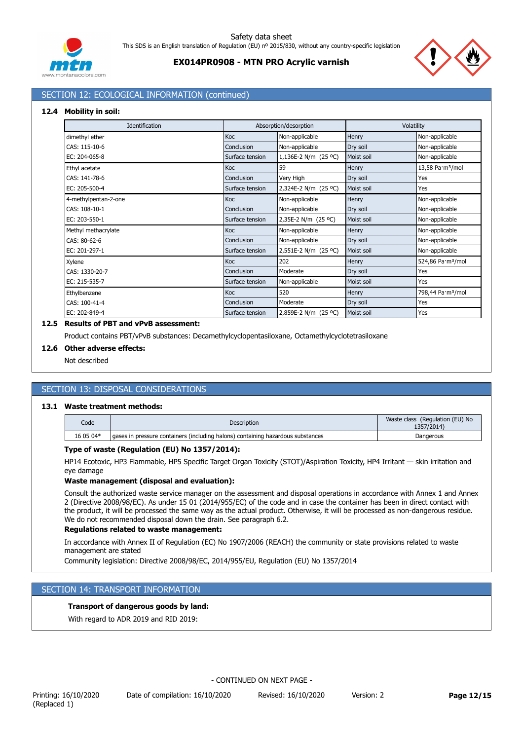## SECTION 12: ECOLOGICAL INFORMATION (continued)

### 12.4 Mobility in soil:

| Identification | Absorption/desorption | | Volatility | |
|---|---|---|---|---|
| dimethyl ether | Koc | Non-applicable | Henry | Non-applicable |
| CAS: 115-10-6 | Conclusion | Non-applicable | Dry soil | Non-applicable |
| EC: 204-065-8 | Surface tension | 1,136E-2 N/m (25 ºC) | Moist soil | Non-applicable |
| Ethyl acetate | Koc | 59 | Henry | 13,58 Pa·m³/mol |
| CAS: 141-78-6 | Conclusion | Very High | Dry soil | Yes |
| EC: 205-500-4 | Surface tension | 2,324E-2 N/m (25 ºC) | Moist soil | Yes |
| 4-methylpentan-2-one | Koc | Non-applicable | Henry | Non-applicable |
| CAS: 108-10-1 | Conclusion | Non-applicable | Dry soil | Non-applicable |
| EC: 203-550-1 | Surface tension | 2,35E-2 N/m (25 ºC) | Moist soil | Non-applicable |
| Methyl methacrylate | Koc | Non-applicable | Henry | Non-applicable |
| CAS: 80-62-6 | Conclusion | Non-applicable | Dry soil | Non-applicable |
| EC: 201-297-1 | Surface tension | 2,551E-2 N/m (25 ºC) | Moist soil | Non-applicable |
| Xylene | Koc | 202 | Henry | 524,86 Pa·m³/mol |
| CAS: 1330-20-7 | Conclusion | Moderate | Dry soil | Yes |
| EC: 215-535-7 | Surface tension | Non-applicable | Moist soil | Yes |
| Ethylbenzene | Koc | 520 | Henry | 798,44 Pa·m³/mol |
| CAS: 100-41-4 | Conclusion | Moderate | Dry soil | Yes |
| EC: 202-849-4 | Surface tension | 2,859E-2 N/m (25 ºC) | Moist soil | Yes |

### 12.5 Results of PBT and vPvB assessment:

Product contains PBT/vPvB substances: Decamethylcyclopentasiloxane, Octamethylcyclotetrasiloxane

### 12.6 Other adverse effects:

Not described

## SECTION 13: DISPOSAL CONSIDERATIONS

### 13.1 Waste treatment methods:

| Code | Description | Waste class (Regulation (EU) No 1357/2014) |
|---|---|---|
| 16 05 04* | gases in pressure containers (including halons) containing hazardous substances | Dangerous |

**Type of waste (Regulation (EU) No 1357/2014):**

HP14 Ecotoxic, HP3 Flammable, HP5 Specific Target Organ Toxicity (STOT)/Aspiration Toxicity, HP4 Irritant — skin irritation and eye damage

**Waste management (disposal and evaluation):**

Consult the authorized waste service manager on the assessment and disposal operations in accordance with Annex 1 and Annex 2 (Directive 2008/98/EC). As under 15 01 (2014/955/EC) of the code and in case the container has been in direct contact with the product, it will be processed the same way as the actual product. Otherwise, it will be processed as non-dangerous residue. We do not recommended disposal down the drain. See paragraph 6.2.

**Regulations related to waste management:**

In accordance with Annex II of Regulation (EC) No 1907/2006 (REACH) the community or state provisions related to waste management are stated

Community legislation: Directive 2008/98/EC, 2014/955/EU, Regulation (EU) No 1357/2014

## SECTION 14: TRANSPORT INFORMATION

**Transport of dangerous goods by land:**

With regard to ADR 2019 and RID 2019: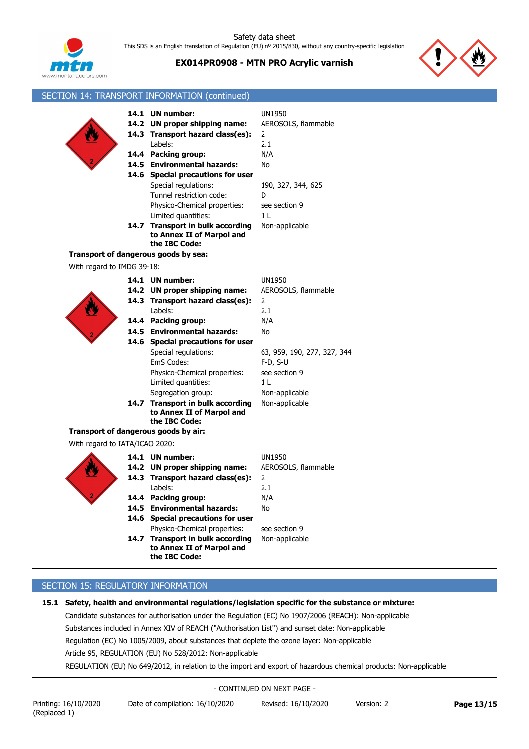## SECTION 14: TRANSPORT INFORMATION (continued)

| | |
|---|---|
| **14.1 UN number:** | UN1950 |
| **14.2 UN proper shipping name:** | AEROSOLS, flammable |
| **14.3 Transport hazard class(es):** | 2 |
| Labels: | 2.1 |
| **14.4 Packing group:** | N/A |
| **14.5 Environmental hazards:** | No |
| **14.6 Special precautions for user** | |
| Special regulations: | 190, 327, 344, 625 |
| Tunnel restriction code: | D |
| Physico-Chemical properties: | see section 9 |
| Limited quantities: | 1 L |
| **14.7 Transport in bulk according to Annex II of Marpol and the IBC Code:** | Non-applicable |

**Transport of dangerous goods by sea:**

With regard to IMDG 39-18:

| | |
|---|---|
| **14.1 UN number:** | UN1950 |
| **14.2 UN proper shipping name:** | AEROSOLS, flammable |
| **14.3 Transport hazard class(es):** | 2 |
| Labels: | 2.1 |
| **14.4 Packing group:** | N/A |
| **14.5 Environmental hazards:** | No |
| **14.6 Special precautions for user** | |
| Special regulations: | 63, 959, 190, 277, 327, 344 |
| EmS Codes: | F-D, S-U |
| Physico-Chemical properties: | see section 9 |
| Limited quantities: | 1 L |
| Segregation group: | Non-applicable |
| **14.7 Transport in bulk according to Annex II of Marpol and the IBC Code:** | Non-applicable |

**Transport of dangerous goods by air:**

With regard to IATA/ICAO 2020:

| | |
|---|---|
| **14.1 UN number:** | UN1950 |
| **14.2 UN proper shipping name:** | AEROSOLS, flammable |
| **14.3 Transport hazard class(es):** | 2 |
| Labels: | 2.1 |
| **14.4 Packing group:** | N/A |
| **14.5 Environmental hazards:** | No |
| **14.6 Special precautions for user** | |
| Physico-Chemical properties: | see section 9 |
| **14.7 Transport in bulk according to Annex II of Marpol and the IBC Code:** | Non-applicable |

## SECTION 15: REGULATORY INFORMATION

**15.1 Safety, health and environmental regulations/legislation specific for the substance or mixture:**

Candidate substances for authorisation under the Regulation (EC) No 1907/2006 (REACH): Non-applicable

Substances included in Annex XIV of REACH ("Authorisation List") and sunset date: Non-applicable

Regulation (EC) No 1005/2009, about substances that deplete the ozone layer: Non-applicable

Article 95, REGULATION (EU) No 528/2012: Non-applicable

REGULATION (EU) No 649/2012, in relation to the import and export of hazardous chemical products: Non-applicable

- CONTINUED ON NEXT PAGE -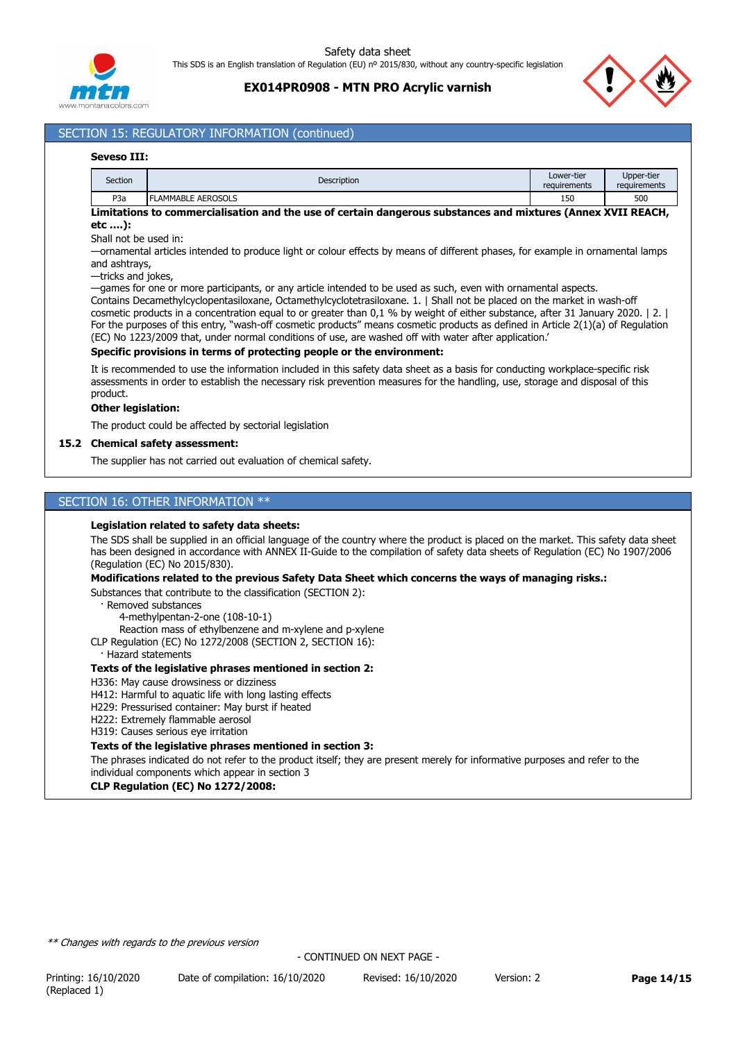## SECTION 15: REGULATORY INFORMATION (continued)

**Seveso III:**

| Section | Description | Lower-tier requirements | Upper-tier requirements |
|---|---|---|---|
| P3a | FLAMMABLE AEROSOLS | 150 | 500 |

**Limitations to commercialisation and the use of certain dangerous substances and mixtures (Annex XVII REACH, etc ….):**

Shall not be used in:
—ornamental articles intended to produce light or colour effects by means of different phases, for example in ornamental lamps and ashtrays,
—tricks and jokes,
—games for one or more participants, or any article intended to be used as such, even with ornamental aspects.
Contains Decamethylcyclopentasiloxane, Octamethylcyclotetrasiloxane. 1. | Shall not be placed on the market in wash-off cosmetic products in a concentration equal to or greater than 0,1 % by weight of either substance, after 31 January 2020. | 2. | For the purposes of this entry, "wash-off cosmetic products" means cosmetic products as defined in Article 2(1)(a) of Regulation (EC) No 1223/2009 that, under normal conditions of use, are washed off with water after application.'

**Specific provisions in terms of protecting people or the environment:**

It is recommended to use the information included in this safety data sheet as a basis for conducting workplace-specific risk assessments in order to establish the necessary risk prevention measures for the handling, use, storage and disposal of this product.

**Other legislation:**

The product could be affected by sectorial legislation

**15.2 Chemical safety assessment:**

The supplier has not carried out evaluation of chemical safety.

## SECTION 16: OTHER INFORMATION **

**Legislation related to safety data sheets:**

The SDS shall be supplied in an official language of the country where the product is placed on the market. This safety data sheet has been designed in accordance with ANNEX II-Guide to the compilation of safety data sheets of Regulation (EC) No 1907/2006 (Regulation (EC) No 2015/830).

**Modifications related to the previous Safety Data Sheet which concerns the ways of managing risks.:**

Substances that contribute to the classification (SECTION 2):
- Removed substances
  - 4-methylpentan-2-one (108-10-1)
  - Reaction mass of ethylbenzene and m-xylene and p-xylene

CLP Regulation (EC) No 1272/2008 (SECTION 2, SECTION 16):
- Hazard statements

**Texts of the legislative phrases mentioned in section 2:**

H336: May cause drowsiness or dizziness
H412: Harmful to aquatic life with long lasting effects
H229: Pressurised container: May burst if heated
H222: Extremely flammable aerosol
H319: Causes serious eye irritation

**Texts of the legislative phrases mentioned in section 3:**

The phrases indicated do not refer to the product itself; they are present merely for informative purposes and refer to the individual components which appear in section 3

**CLP Regulation (EC) No 1272/2008:**

*** Changes with regards to the previous version*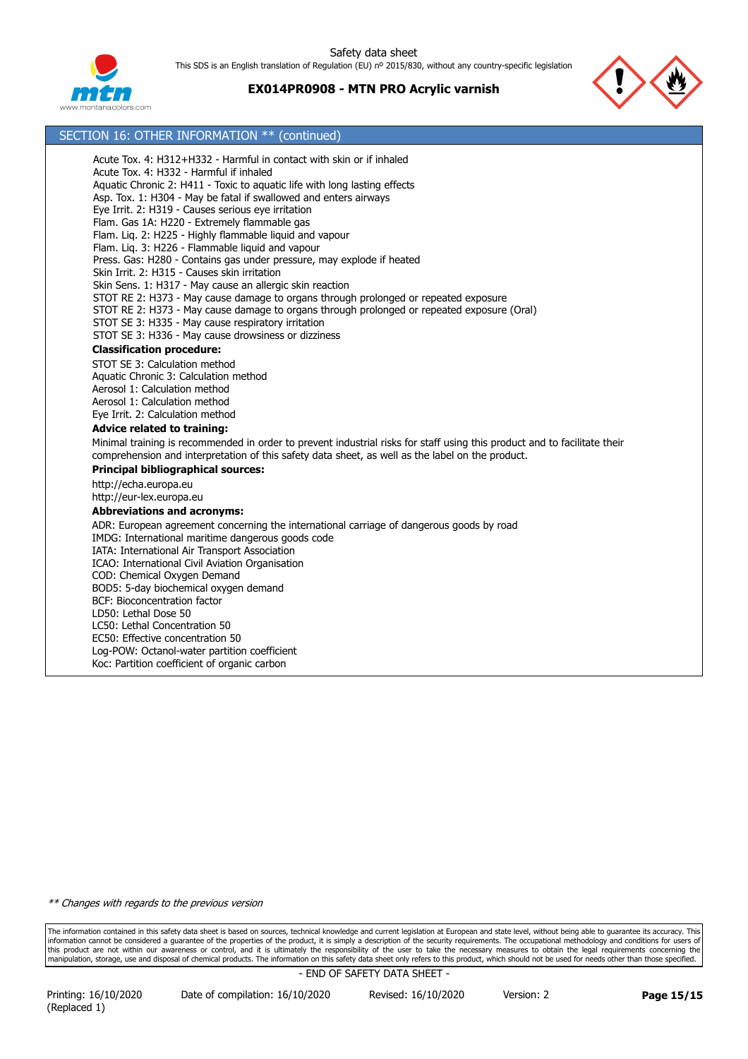## SECTION 16: OTHER INFORMATION ** (continued)

Acute Tox. 4: H312+H332 - Harmful in contact with skin or if inhaled
Acute Tox. 4: H332 - Harmful if inhaled
Aquatic Chronic 2: H411 - Toxic to aquatic life with long lasting effects
Asp. Tox. 1: H304 - May be fatal if swallowed and enters airways
Eye Irrit. 2: H319 - Causes serious eye irritation
Flam. Gas 1A: H220 - Extremely flammable gas
Flam. Liq. 2: H225 - Highly flammable liquid and vapour
Flam. Liq. 3: H226 - Flammable liquid and vapour
Press. Gas: H280 - Contains gas under pressure, may explode if heated
Skin Irrit. 2: H315 - Causes skin irritation
Skin Sens. 1: H317 - May cause an allergic skin reaction
STOT RE 2: H373 - May cause damage to organs through prolonged or repeated exposure
STOT RE 2: H373 - May cause damage to organs through prolonged or repeated exposure (Oral)
STOT SE 3: H335 - May cause respiratory irritation
STOT SE 3: H336 - May cause drowsiness or dizziness

**Classification procedure:**

STOT SE 3: Calculation method
Aquatic Chronic 3: Calculation method
Aerosol 1: Calculation method
Aerosol 1: Calculation method
Eye Irrit. 2: Calculation method

**Advice related to training:**

Minimal training is recommended in order to prevent industrial risks for staff using this product and to facilitate their comprehension and interpretation of this safety data sheet, as well as the label on the product.

**Principal bibliographical sources:**

http://echa.europa.eu
http://eur-lex.europa.eu

**Abbreviations and acronyms:**

ADR: European agreement concerning the international carriage of dangerous goods by road
IMDG: International maritime dangerous goods code
IATA: International Air Transport Association
ICAO: International Civil Aviation Organisation
COD: Chemical Oxygen Demand
BOD5: 5-day biochemical oxygen demand
BCF: Bioconcentration factor
LD50: Lethal Dose 50
LC50: Lethal Concentration 50
EC50: Effective concentration 50
Log-POW: Octanol-water partition coefficient
Koc: Partition coefficient of organic carbon

*** Changes with regards to the previous version*

The information contained in this safety data sheet is based on sources, technical knowledge and current legislation at European and state level, without being able to guarantee its accuracy. This information cannot be considered a guarantee of the properties of the product, it is simply a description of the security requirements. The occupational methodology and conditions for users of this product are not within our awareness or control, and it is ultimately the responsibility of the user to take the necessary measures to obtain the legal requirements concerning the manipulation, storage, use and disposal of chemical products. The information on this safety data sheet only refers to this product, which should not be used for needs other than those specified.

- END OF SAFETY DATA SHEET -